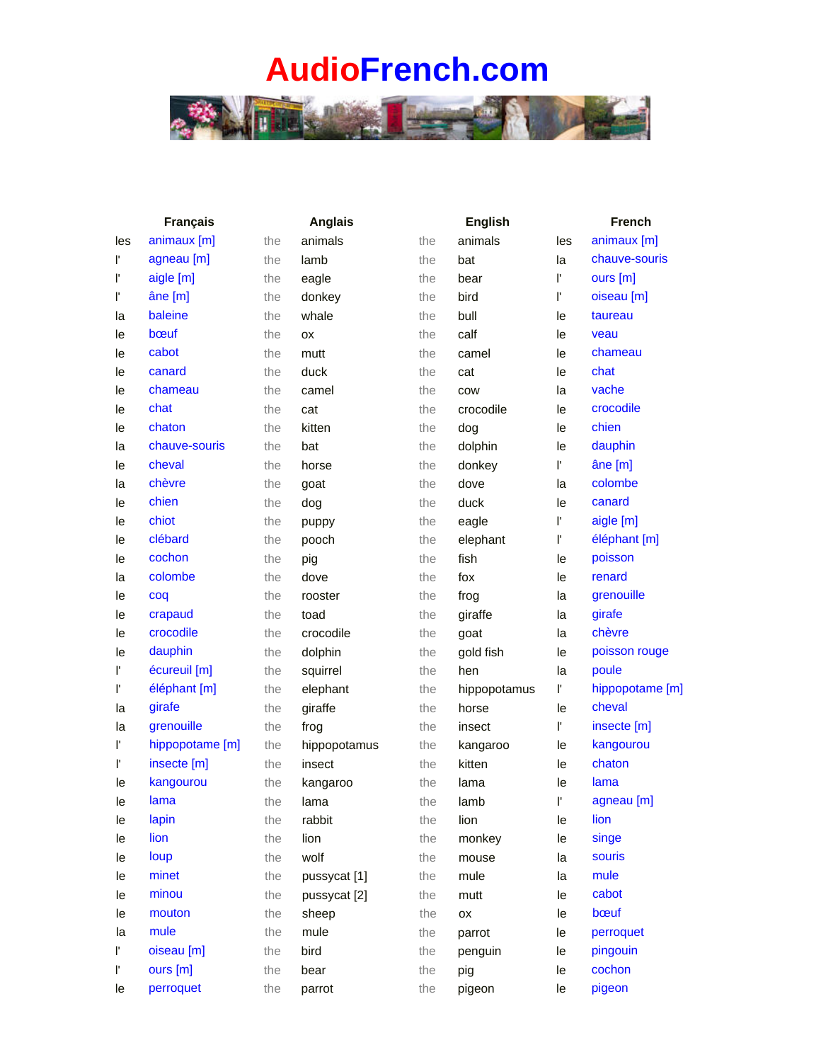# AudioFrench.com

| | Français | | Anglais | | English | | French |
|---|---|---|---|---|---|---|---|
| les | animaux [m] | the | animals | the | animals | les | animaux [m] |
| l' | agneau [m] | the | lamb | the | bat | la | chauve-souris |
| l' | aigle [m] | the | eagle | the | bear | l' | ours [m] |
| l' | âne [m] | the | donkey | the | bird | l' | oiseau [m] |
| la | baleine | the | whale | the | bull | le | taureau |
| le | bœuf | the | ox | the | calf | le | veau |
| le | cabot | the | mutt | the | camel | le | chameau |
| le | canard | the | duck | the | cat | le | chat |
| le | chameau | the | camel | the | cow | la | vache |
| le | chat | the | cat | the | crocodile | le | crocodile |
| le | chaton | the | kitten | the | dog | le | chien |
| la | chauve-souris | the | bat | the | dolphin | le | dauphin |
| le | cheval | the | horse | the | donkey | l' | âne [m] |
| la | chèvre | the | goat | the | dove | la | colombe |
| le | chien | the | dog | the | duck | le | canard |
| le | chiot | the | puppy | the | eagle | l' | aigle [m] |
| le | clébard | the | pooch | the | elephant | l' | éléphant [m] |
| le | cochon | the | pig | the | fish | le | poisson |
| la | colombe | the | dove | the | fox | le | renard |
| le | coq | the | rooster | the | frog | la | grenouille |
| le | crapaud | the | toad | the | giraffe | la | girafe |
| le | crocodile | the | crocodile | the | goat | la | chèvre |
| le | dauphin | the | dolphin | the | gold fish | le | poisson rouge |
| l' | écureuil [m] | the | squirrel | the | hen | la | poule |
| l' | éléphant [m] | the | elephant | the | hippopotamus | l' | hippopotame [m] |
| la | girafe | the | giraffe | the | horse | le | cheval |
| la | grenouille | the | frog | the | insect | l' | insecte [m] |
| l' | hippopotame [m] | the | hippopotamus | the | kangaroo | le | kangourou |
| l' | insecte [m] | the | insect | the | kitten | le | chaton |
| le | kangourou | the | kangaroo | the | lama | le | lama |
| le | lama | the | lama | the | lamb | l' | agneau [m] |
| le | lapin | the | rabbit | the | lion | le | lion |
| le | lion | the | lion | the | monkey | le | singe |
| le | loup | the | wolf | the | mouse | la | souris |
| le | minet | the | pussycat [1] | the | mule | la | mule |
| le | minou | the | pussycat [2] | the | mutt | le | cabot |
| le | mouton | the | sheep | the | ox | le | bœuf |
| la | mule | the | mule | the | parrot | le | perroquet |
| l' | oiseau [m] | the | bird | the | penguin | le | pingouin |
| l' | ours [m] | the | bear | the | pig | le | cochon |
| le | perroquet | the | parrot | the | pigeon | le | pigeon |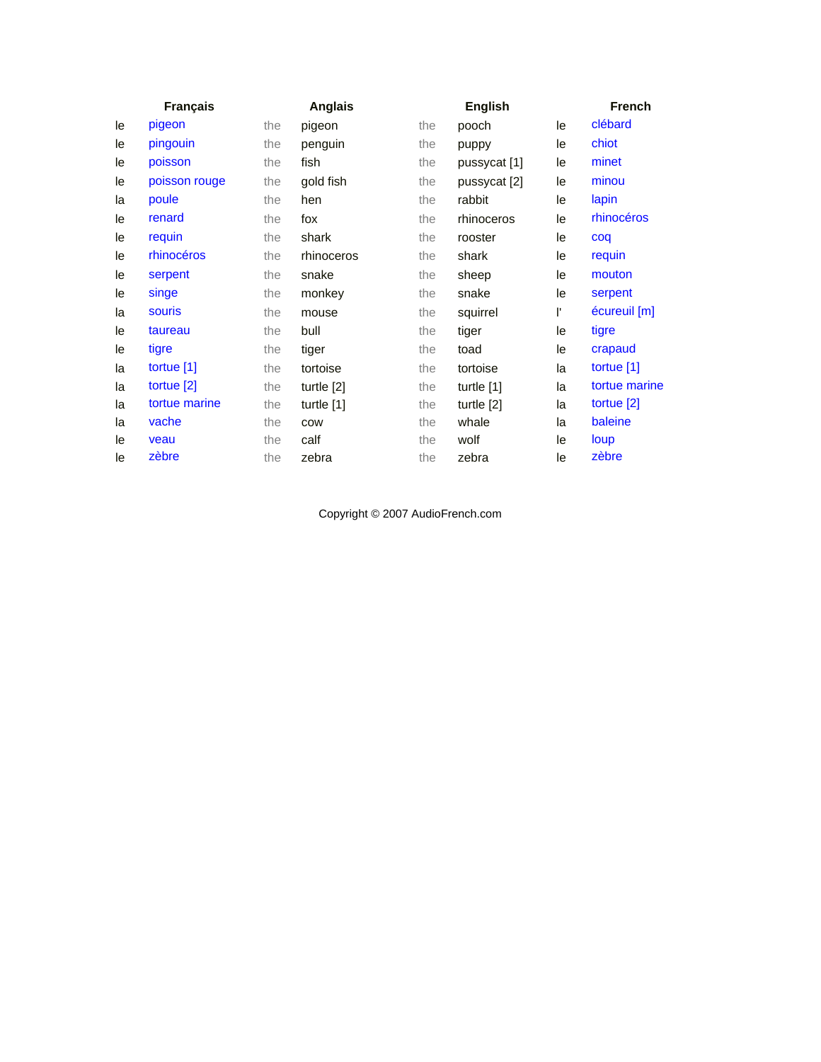| | Français | | Anglais | | English | | French |
|---|---|---|---|---|---|---|---|
| le | pigeon | the | pigeon | the | pooch | le | clébard |
| le | pingouin | the | penguin | the | puppy | le | chiot |
| le | poisson | the | fish | the | pussycat [1] | le | minet |
| le | poisson rouge | the | gold fish | the | pussycat [2] | le | minou |
| la | poule | the | hen | the | rabbit | le | lapin |
| le | renard | the | fox | the | rhinoceros | le | rhinocéros |
| le | requin | the | shark | the | rooster | le | coq |
| le | rhinocéros | the | rhinoceros | the | shark | le | requin |
| le | serpent | the | snake | the | sheep | le | mouton |
| le | singe | the | monkey | the | snake | le | serpent |
| la | souris | the | mouse | the | squirrel | l' | écureuil [m] |
| le | taureau | the | bull | the | tiger | le | tigre |
| le | tigre | the | tiger | the | toad | le | crapaud |
| la | tortue [1] | the | tortoise | the | tortoise | la | tortue [1] |
| la | tortue [2] | the | turtle [2] | the | turtle [1] | la | tortue marine |
| la | tortue marine | the | turtle [1] | the | turtle [2] | la | tortue [2] |
| la | vache | the | cow | the | whale | la | baleine |
| le | veau | the | calf | the | wolf | le | loup |
| le | zèbre | the | zebra | the | zebra | le | zèbre |

Copyright © 2007 AudioFrench.com